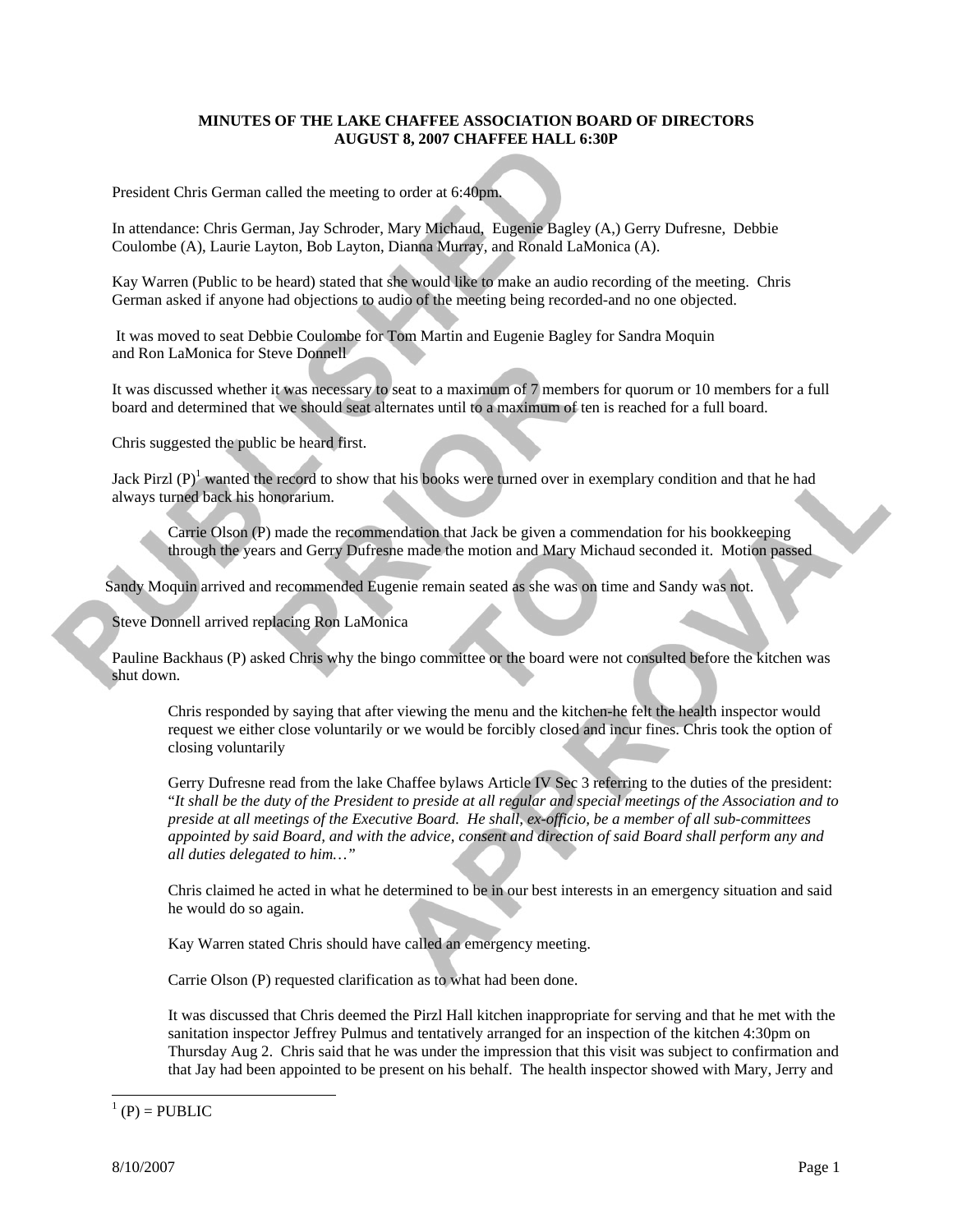**MINUTES OF THE LAKE CHAFFEE ASSOCIATION BOARD OF DIRECTORS**
**AUGUST 8, 2007 CHAFFEE HALL 6:30P**

President Chris German called the meeting to order at 6:40pm.

In attendance: Chris German, Jay Schroder, Mary Michaud, Eugenie Bagley (A,) Gerry Dufresne, Debbie Coulombe (A), Laurie Layton, Bob Layton, Dianna Murray, and Ronald LaMonica (A).

Kay Warren (Public to be heard) stated that she would like to make an audio recording of the meeting. Chris German asked if anyone had objections to audio of the meeting being recorded-and no one objected.

It was moved to seat Debbie Coulombe for Tom Martin and Eugenie Bagley for Sandra Moquin and Ron LaMonica for Steve Donnell

It was discussed whether it was necessary to seat to a maximum of 7 members for quorum or 10 members for a full board and determined that we should seat alternates until to a maximum of ten is reached for a full board.

Chris suggested the public be heard first.

Jack Pirzl (P)[1] wanted the record to show that his books were turned over in exemplary condition and that he had always turned back his honorarium.

> Carrie Olson (P) made the recommendation that Jack be given a commendation for his bookkeeping through the years and Gerry Dufresne made the motion and Mary Michaud seconded it. Motion passed

Sandy Moquin arrived and recommended Eugenie remain seated as she was on time and Sandy was not.

Steve Donnell arrived replacing Ron LaMonica

Pauline Backhaus (P) asked Chris why the bingo committee or the board were not consulted before the kitchen was shut down.

> Chris responded by saying that after viewing the menu and the kitchen-he felt the health inspector would request we either close voluntarily or we would be forcibly closed and incur fines. Chris took the option of closing voluntarily
>
> Gerry Dufresne read from the lake Chaffee bylaws Article IV Sec 3 referring to the duties of the president: "*It shall be the duty of the President to preside at all regular and special meetings of the Association and to preside at all meetings of the Executive Board. He shall, ex-officio, be a member of all sub-committees appointed by said Board, and with the advice, consent and direction of said Board shall perform any and all duties delegated to him…"*
>
> Chris claimed he acted in what he determined to be in our best interests in an emergency situation and said he would do so again.
>
> Kay Warren stated Chris should have called an emergency meeting.
>
> Carrie Olson (P) requested clarification as to what had been done.
>
> It was discussed that Chris deemed the Pirzl Hall kitchen inappropriate for serving and that he met with the sanitation inspector Jeffrey Pulmus and tentatively arranged for an inspection of the kitchen 4:30pm on Thursday Aug 2. Chris said that he was under the impression that this visit was subject to confirmation and that Jay had been appointed to be present on his behalf. The health inspector showed with Mary, Jerry and

[1] (P) = PUBLIC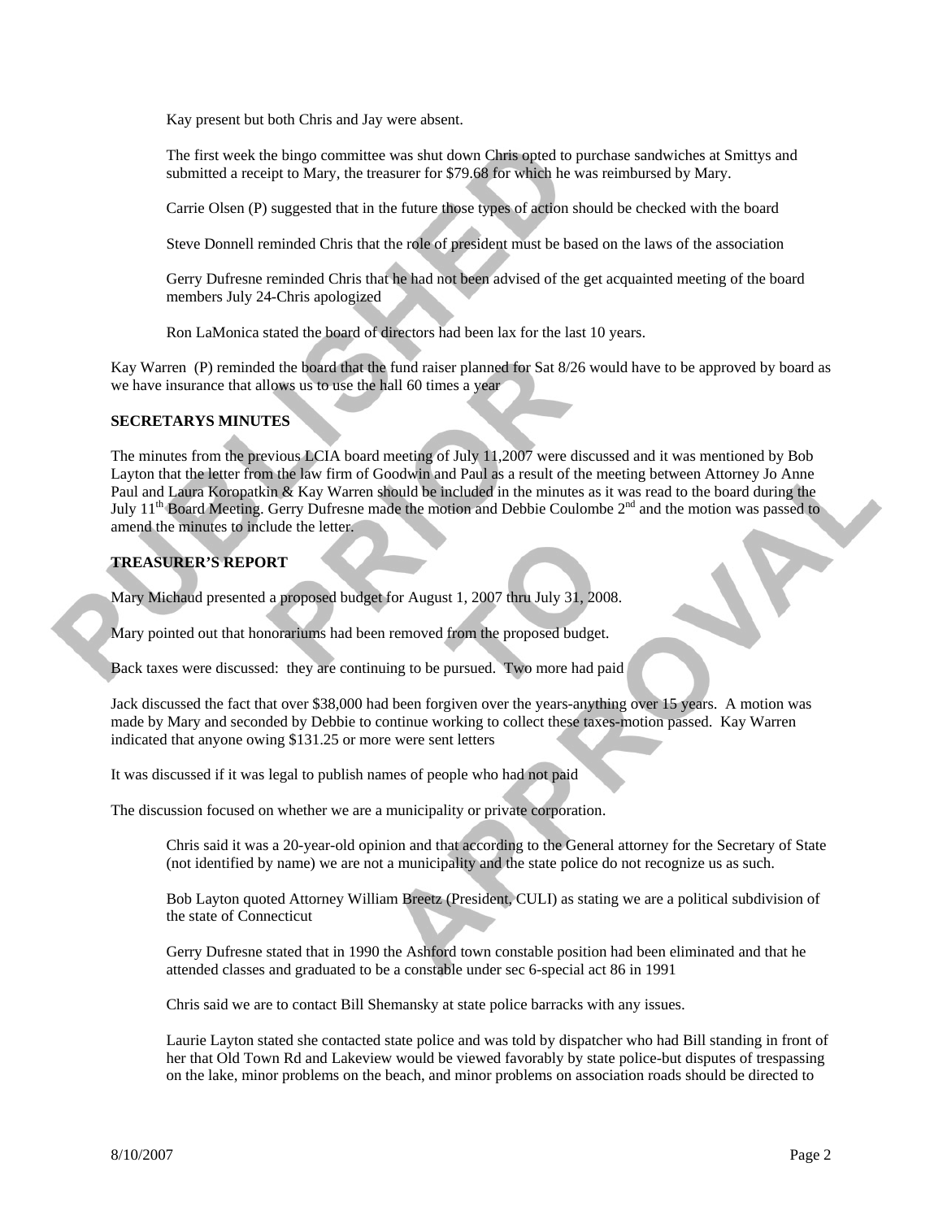Kay present but both Chris and Jay were absent.

The first week the bingo committee was shut down Chris opted to purchase sandwiches at Smittys and submitted a receipt to Mary, the treasurer for $79.68 for which he was reimbursed by Mary.

Carrie Olsen (P) suggested that in the future those types of action should be checked with the board

Steve Donnell reminded Chris that the role of president must be based on the laws of the association

Gerry Dufresne reminded Chris that he had not been advised of the get acquainted meeting of the board members July 24-Chris apologized

Ron LaMonica stated the board of directors had been lax for the last 10 years.

Kay Warren (P) reminded the board that the fund raiser planned for Sat 8/26 would have to be approved by board as we have insurance that allows us to use the hall 60 times a year

**SECRETARYS MINUTES**

The minutes from the previous LCIA board meeting of July 11,2007 were discussed and it was mentioned by Bob Layton that the letter from the law firm of Goodwin and Paul as a result of the meeting between Attorney Jo Anne Paul and Laura Koropatkin & Kay Warren should be included in the minutes as it was read to the board during the July 11th Board Meeting. Gerry Dufresne made the motion and Debbie Coulombe 2nd and the motion was passed to amend the minutes to include the letter.

**TREASURER'S REPORT**

Mary Michaud presented a proposed budget for August 1, 2007 thru July 31, 2008.

Mary pointed out that honorariums had been removed from the proposed budget.

Back taxes were discussed: they are continuing to be pursued. Two more had paid

Jack discussed the fact that over $38,000 had been forgiven over the years-anything over 15 years. A motion was made by Mary and seconded by Debbie to continue working to collect these taxes-motion passed. Kay Warren indicated that anyone owing $131.25 or more were sent letters

It was discussed if it was legal to publish names of people who had not paid

The discussion focused on whether we are a municipality or private corporation.

Chris said it was a 20-year-old opinion and that according to the General attorney for the Secretary of State (not identified by name) we are not a municipality and the state police do not recognize us as such.

Bob Layton quoted Attorney William Breetz (President, CULI) as stating we are a political subdivision of the state of Connecticut

Gerry Dufresne stated that in 1990 the Ashford town constable position had been eliminated and that he attended classes and graduated to be a constable under sec 6-special act 86 in 1991

Chris said we are to contact Bill Shemansky at state police barracks with any issues.

Laurie Layton stated she contacted state police and was told by dispatcher who had Bill standing in front of her that Old Town Rd and Lakeview would be viewed favorably by state police-but disputes of trespassing on the lake, minor problems on the beach, and minor problems on association roads should be directed to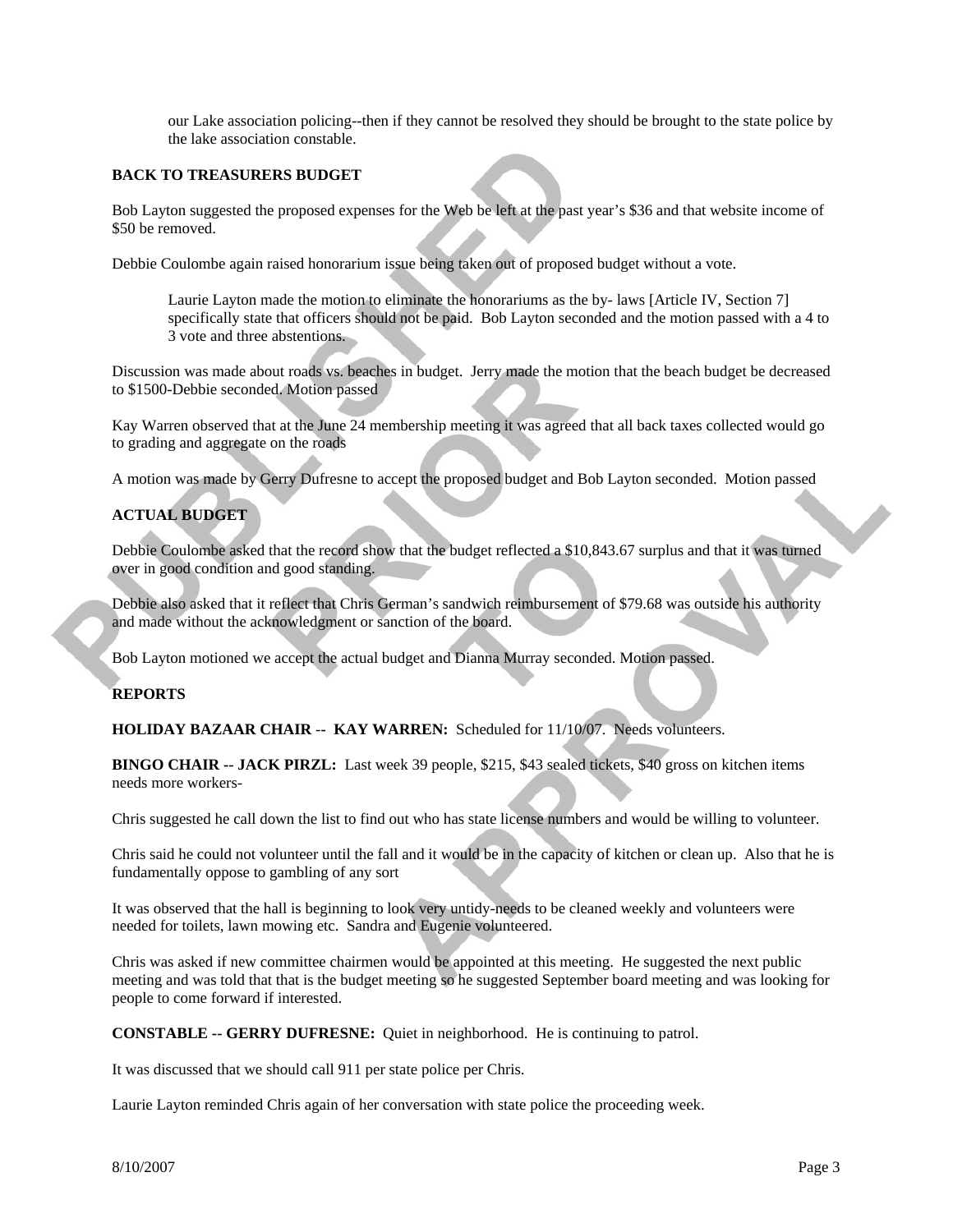our Lake association policing--then if they cannot be resolved they should be brought to the state police by the lake association constable.

**BACK TO TREASURERS BUDGET**

Bob Layton suggested the proposed expenses for the Web be left at the past year's $36 and that website income of $50 be removed.

Debbie Coulombe again raised honorarium issue being taken out of proposed budget without a vote.

> Laurie Layton made the motion to eliminate the honorariums as the by- laws [Article IV, Section 7] specifically state that officers should not be paid. Bob Layton seconded and the motion passed with a 4 to 3 vote and three abstentions.

Discussion was made about roads vs. beaches in budget. Jerry made the motion that the beach budget be decreased to $1500-Debbie seconded. Motion passed

Kay Warren observed that at the June 24 membership meeting it was agreed that all back taxes collected would go to grading and aggregate on the roads

A motion was made by Gerry Dufresne to accept the proposed budget and Bob Layton seconded. Motion passed

**ACTUAL BUDGET**

Debbie Coulombe asked that the record show that the budget reflected a $10,843.67 surplus and that it was turned over in good condition and good standing.

Debbie also asked that it reflect that Chris German's sandwich reimbursement of $79.68 was outside his authority and made without the acknowledgment or sanction of the board.

Bob Layton motioned we accept the actual budget and Dianna Murray seconded. Motion passed.

**REPORTS**

**HOLIDAY BAZAAR CHAIR -- KAY WARREN:** Scheduled for 11/10/07. Needs volunteers.

**BINGO CHAIR -- JACK PIRZL:** Last week 39 people, $215, $43 sealed tickets, $40 gross on kitchen items needs more workers-

Chris suggested he call down the list to find out who has state license numbers and would be willing to volunteer.

Chris said he could not volunteer until the fall and it would be in the capacity of kitchen or clean up. Also that he is fundamentally oppose to gambling of any sort

It was observed that the hall is beginning to look very untidy-needs to be cleaned weekly and volunteers were needed for toilets, lawn mowing etc. Sandra and Eugenie volunteered.

Chris was asked if new committee chairmen would be appointed at this meeting. He suggested the next public meeting and was told that that is the budget meeting so he suggested September board meeting and was looking for people to come forward if interested.

**CONSTABLE -- GERRY DUFRESNE:** Quiet in neighborhood. He is continuing to patrol.

It was discussed that we should call 911 per state police per Chris.

Laurie Layton reminded Chris again of her conversation with state police the proceeding week.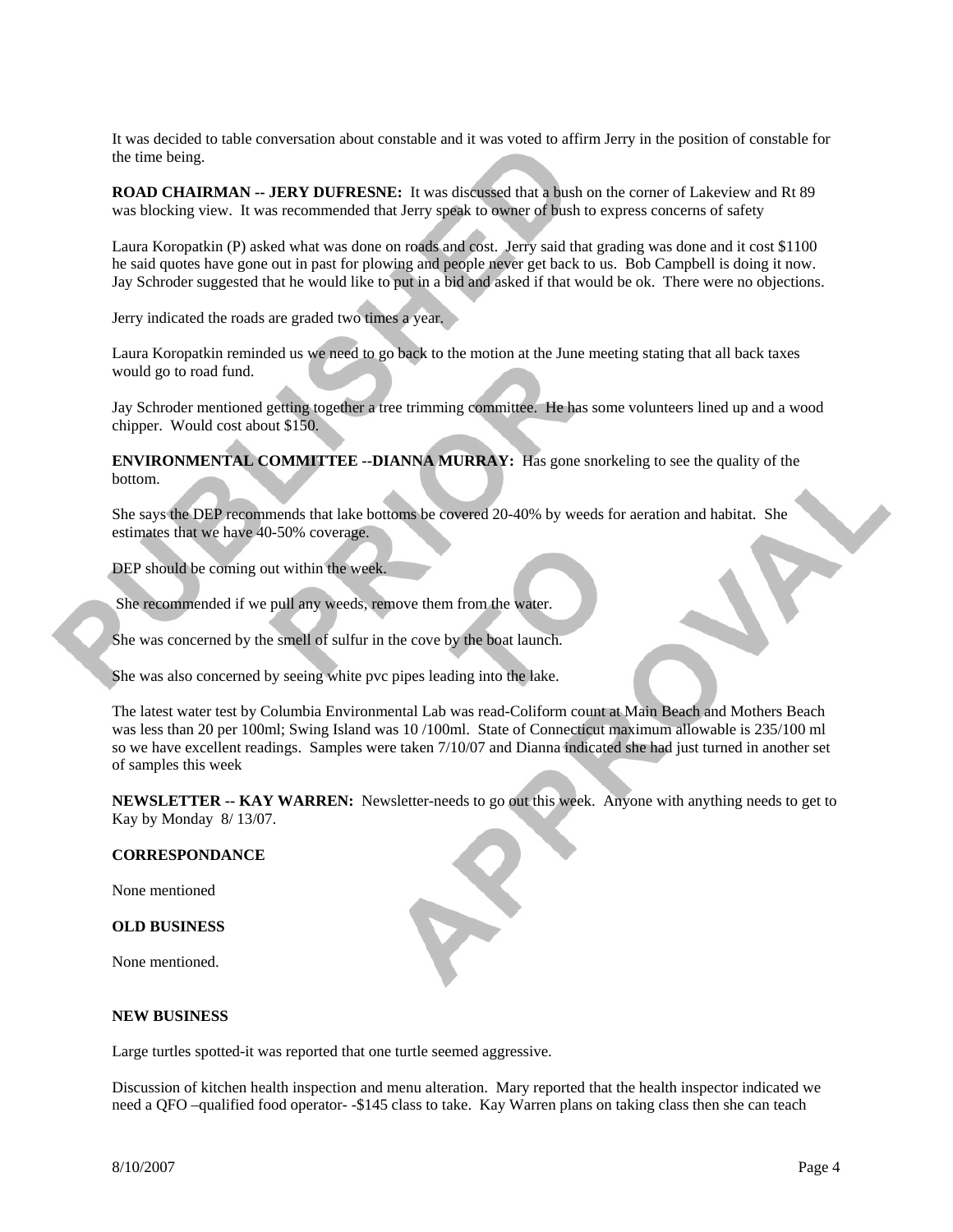It was decided to table conversation about constable and it was voted to affirm Jerry in the position of constable for the time being.

**ROAD CHAIRMAN -- JERY DUFRESNE:** It was discussed that a bush on the corner of Lakeview and Rt 89 was blocking view. It was recommended that Jerry speak to owner of bush to express concerns of safety

Laura Koropatkin (P) asked what was done on roads and cost. Jerry said that grading was done and it cost $1100 he said quotes have gone out in past for plowing and people never get back to us. Bob Campbell is doing it now. Jay Schroder suggested that he would like to put in a bid and asked if that would be ok. There were no objections.

Jerry indicated the roads are graded two times a year.

Laura Koropatkin reminded us we need to go back to the motion at the June meeting stating that all back taxes would go to road fund.

Jay Schroder mentioned getting together a tree trimming committee. He has some volunteers lined up and a wood chipper. Would cost about $150.

**ENVIRONMENTAL COMMITTEE --DIANNA MURRAY:** Has gone snorkeling to see the quality of the bottom.

She says the DEP recommends that lake bottoms be covered 20-40% by weeds for aeration and habitat. She estimates that we have 40-50% coverage.

DEP should be coming out within the week.

She recommended if we pull any weeds, remove them from the water.

She was concerned by the smell of sulfur in the cove by the boat launch.

She was also concerned by seeing white pvc pipes leading into the lake.

The latest water test by Columbia Environmental Lab was read-Coliform count at Main Beach and Mothers Beach was less than 20 per 100ml; Swing Island was 10 /100ml. State of Connecticut maximum allowable is 235/100 ml so we have excellent readings. Samples were taken 7/10/07 and Dianna indicated she had just turned in another set of samples this week

**NEWSLETTER -- KAY WARREN:** Newsletter-needs to go out this week. Anyone with anything needs to get to Kay by Monday 8/ 13/07.

**CORRESPONDANCE**

None mentioned

**OLD BUSINESS**

None mentioned.

**NEW BUSINESS**

Large turtles spotted-it was reported that one turtle seemed aggressive.

Discussion of kitchen health inspection and menu alteration. Mary reported that the health inspector indicated we need a QFO –qualified food operator- -$145 class to take. Kay Warren plans on taking class then she can teach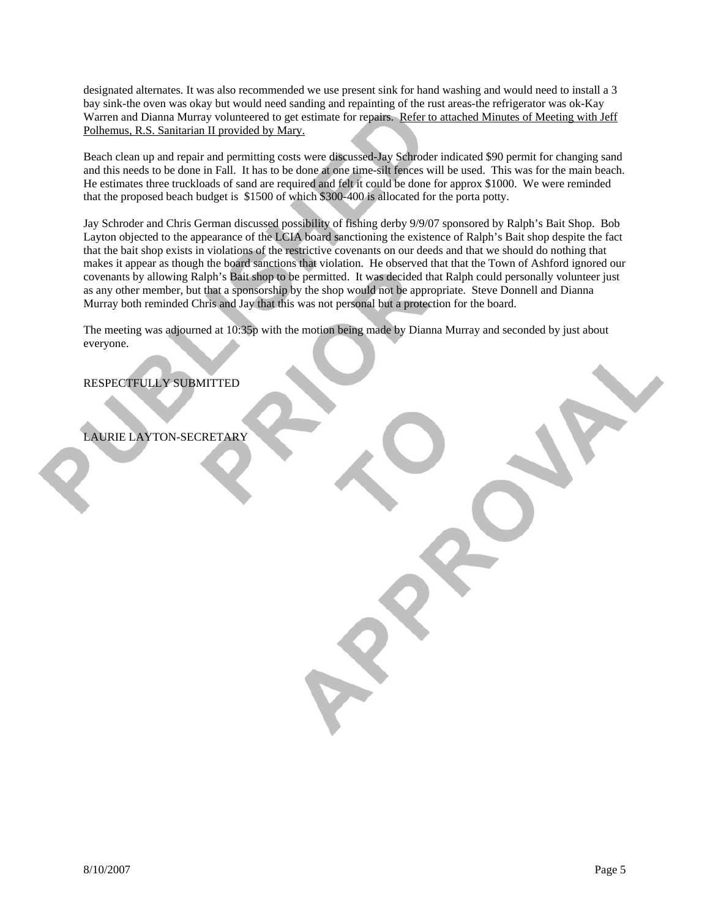designated alternates. It was also recommended we use present sink for hand washing and would need to install a 3 bay sink-the oven was okay but would need sanding and repainting of the rust areas-the refrigerator was ok-Kay Warren and Dianna Murray volunteered to get estimate for repairs. Refer to attached Minutes of Meeting with Jeff Polhemus, R.S. Sanitarian II provided by Mary.

Beach clean up and repair and permitting costs were discussed-Jay Schroder indicated $90 permit for changing sand and this needs to be done in Fall. It has to be done at one time-silt fences will be used. This was for the main beach. He estimates three truckloads of sand are required and felt it could be done for approx $1000. We were reminded that the proposed beach budget is $1500 of which $300-400 is allocated for the porta potty.

Jay Schroder and Chris German discussed possibility of fishing derby 9/9/07 sponsored by Ralph's Bait Shop. Bob Layton objected to the appearance of the LCIA board sanctioning the existence of Ralph's Bait shop despite the fact that the bait shop exists in violations of the restrictive covenants on our deeds and that we should do nothing that makes it appear as though the board sanctions that violation. He observed that that the Town of Ashford ignored our covenants by allowing Ralph's Bait shop to be permitted. It was decided that Ralph could personally volunteer just as any other member, but that a sponsorship by the shop would not be appropriate. Steve Donnell and Dianna Murray both reminded Chris and Jay that this was not personal but a protection for the board.

The meeting was adjourned at 10:35p with the motion being made by Dianna Murray and seconded by just about everyone.

RESPECTFULLY SUBMITTED

LAURIE LAYTON-SECRETARY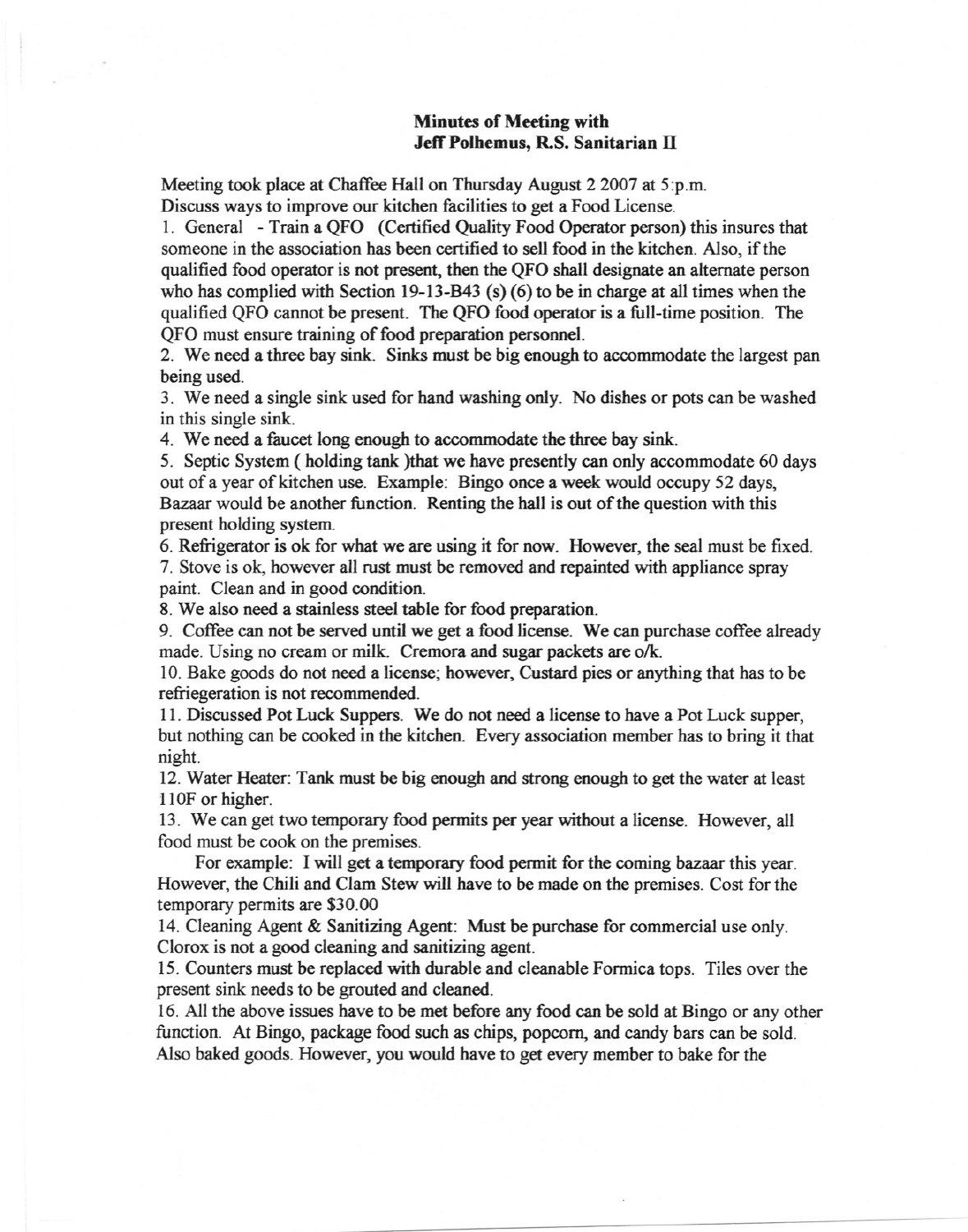**Minutes of Meeting with**
**Jeff Polhemus, R.S. Sanitarian II**

Meeting took place at Chaffee Hall on Thursday August 2 2007 at 5:p.m.
Discuss ways to improve our kitchen facilities to get a Food License.

1. General - Train a QFO (Certified Quality Food Operator person) this insures that someone in the association has been certified to sell food in the kitchen. Also, if the qualified food operator is not present, then the QFO shall designate an alternate person who has complied with Section 19-13-B43 (s) (6) to be in charge at all times when the qualified QFO cannot be present. The QFO food operator is a full-time position. The QFO must ensure training of food preparation personnel.
2. We need a three bay sink. Sinks must be big enough to accommodate the largest pan being used.
3. We need a single sink used for hand washing only. No dishes or pots can be washed in this single sink.
4. We need a faucet long enough to accommodate the three bay sink.
5. Septic System ( holding tank )that we have presently can only accommodate 60 days out of a year of kitchen use. Example: Bingo once a week would occupy 52 days, Bazaar would be another function. Renting the hall is out of the question with this present holding system.
6. Refrigerator is ok for what we are using it for now. However, the seal must be fixed.
7. Stove is ok, however all rust must be removed and repainted with appliance spray paint. Clean and in good condition.
8. We also need a stainless steel table for food preparation.
9. Coffee can not be served until we get a food license. We can purchase coffee already made. Using no cream or milk. Cremora and sugar packets are o/k.
10. Bake goods do not need a license; however, Custard pies or anything that has to be refriegeration is not recommended.
11. Discussed Pot Luck Suppers. We do not need a license to have a Pot Luck supper, but nothing can be cooked in the kitchen. Every association member has to bring it that night.
12. Water Heater: Tank must be big enough and strong enough to get the water at least 110F or higher.
13. We can get two temporary food permits per year without a license. However, all food must be cook on the premises.

    For example: I will get a temporary food permit for the coming bazaar this year. However, the Chili and Clam Stew will have to be made on the premises. Cost for the temporary permits are $30.00
14. Cleaning Agent & Sanitizing Agent: Must be purchase for commercial use only. Clorox is not a good cleaning and sanitizing agent.
15. Counters must be replaced with durable and cleanable Formica tops. Tiles over the present sink needs to be grouted and cleaned.
16. All the above issues have to be met before any food can be sold at Bingo or any other function. At Bingo, package food such as chips, popcorn, and candy bars can be sold. Also baked goods. However, you would have to get every member to bake for the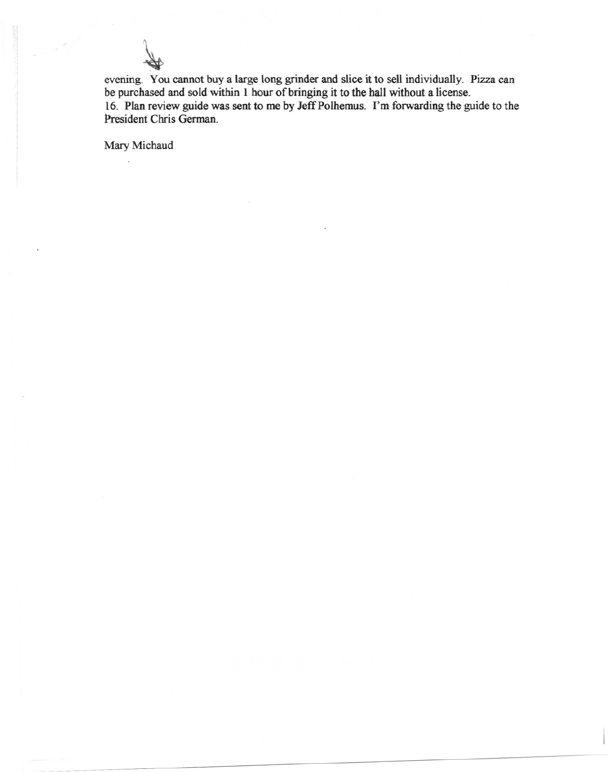evening. You cannot buy a large long grinder and slice it to sell individually. Pizza can be purchased and sold within 1 hour of bringing it to the hall without a license.

16. Plan review guide was sent to me by Jeff Polhemus. I'm forwarding the guide to the President Chris German.

Mary Michaud